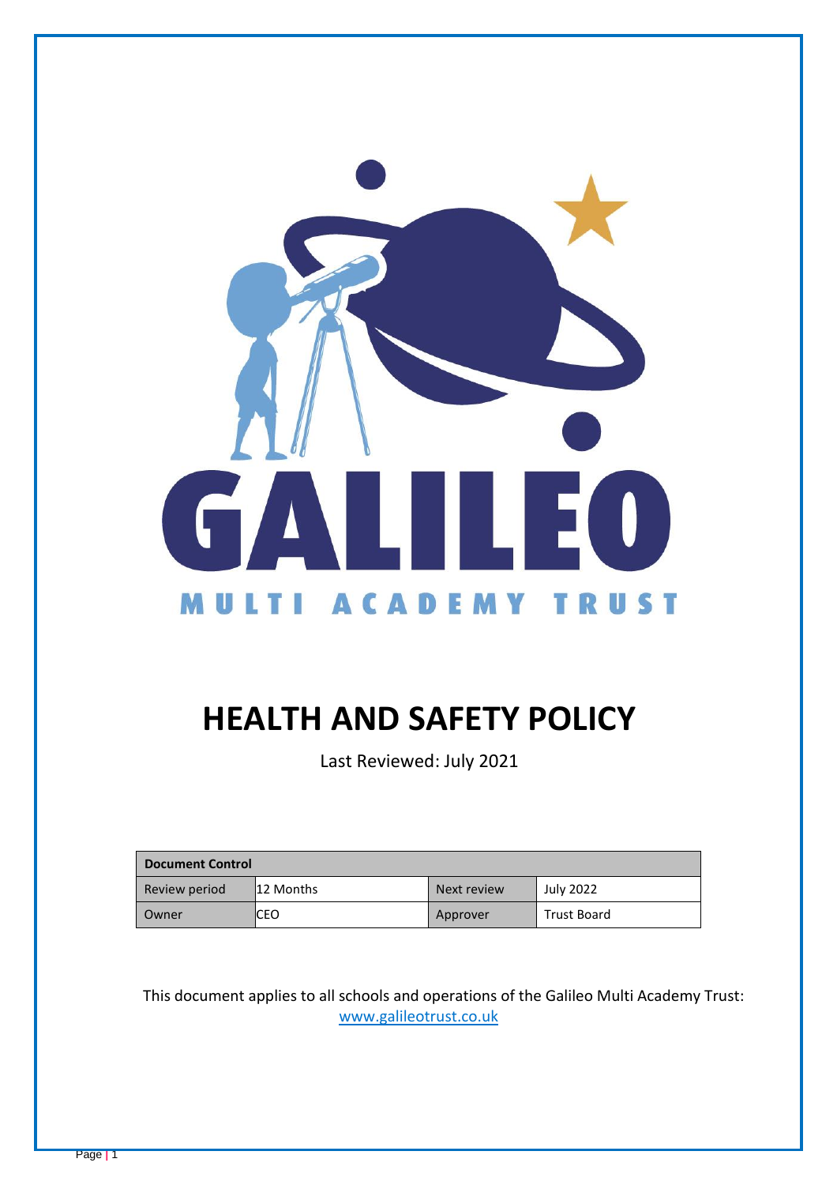GALILEO

MULTI ACADEMY TRUST

# HEALTH AND SAFETY POLICY

Last Reviewed: July 2021

| Document Control | | | |
|---|---|---|---|
| Review period | 12 Months | Next review | July 2022 |
| Owner | CEO | Approver | Trust Board |

This document applies to all schools and operations of the Galileo Multi Academy Trust: www.galileotrust.co.uk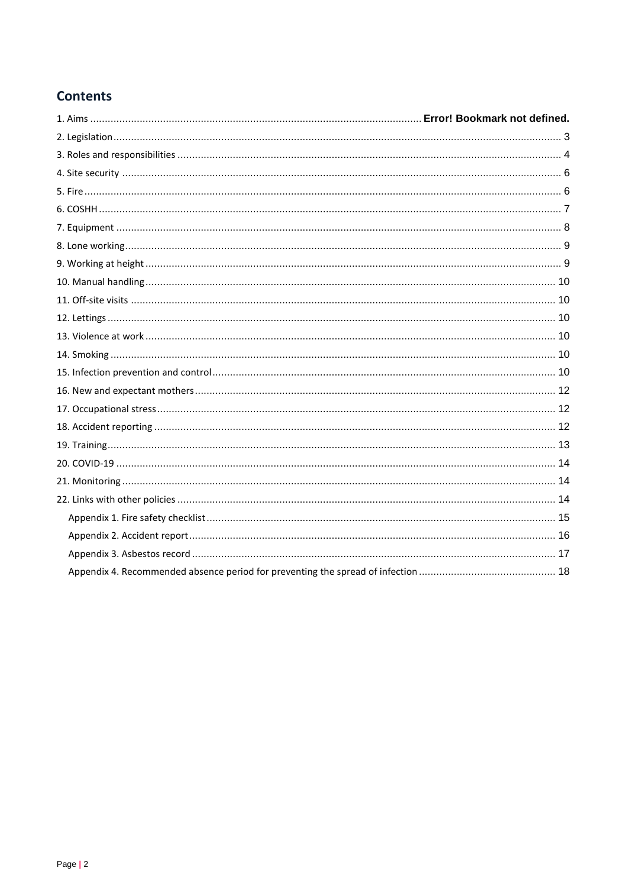## Contents

1. Aims ................................................................................................................ Error! Bookmark not defined.
2. Legislation ........................................................................................................ 3
3. Roles and responsibilities .................................................................................. 4
4. Site security ...................................................................................................... 6
5. Fire ................................................................................................................... 6
6. COSHH .............................................................................................................. 7
7. Equipment ........................................................................................................ 8
8. Lone working .................................................................................................... 9
9. Working at height ............................................................................................. 9
10. Manual handling ............................................................................................ 10
11. Off-site visits .................................................................................................. 10
12. Lettings .......................................................................................................... 10
13. Violence at work ............................................................................................ 10
14. Smoking ......................................................................................................... 10
15. Infection prevention and control ................................................................... 10
16. New and expectant mothers .......................................................................... 12
17. Occupational stress ........................................................................................ 12
18. Accident reporting ......................................................................................... 12
19. Training .......................................................................................................... 13
20. COVID-19 ....................................................................................................... 14
21. Monitoring ..................................................................................................... 14
22. Links with other policies ................................................................................ 14

- Appendix 1. Fire safety checklist ....................................................................... 15
- Appendix 2. Accident report ............................................................................. 16
- Appendix 3. Asbestos record ............................................................................. 17
- Appendix 4. Recommended absence period for preventing the spread of infection ............................................... 18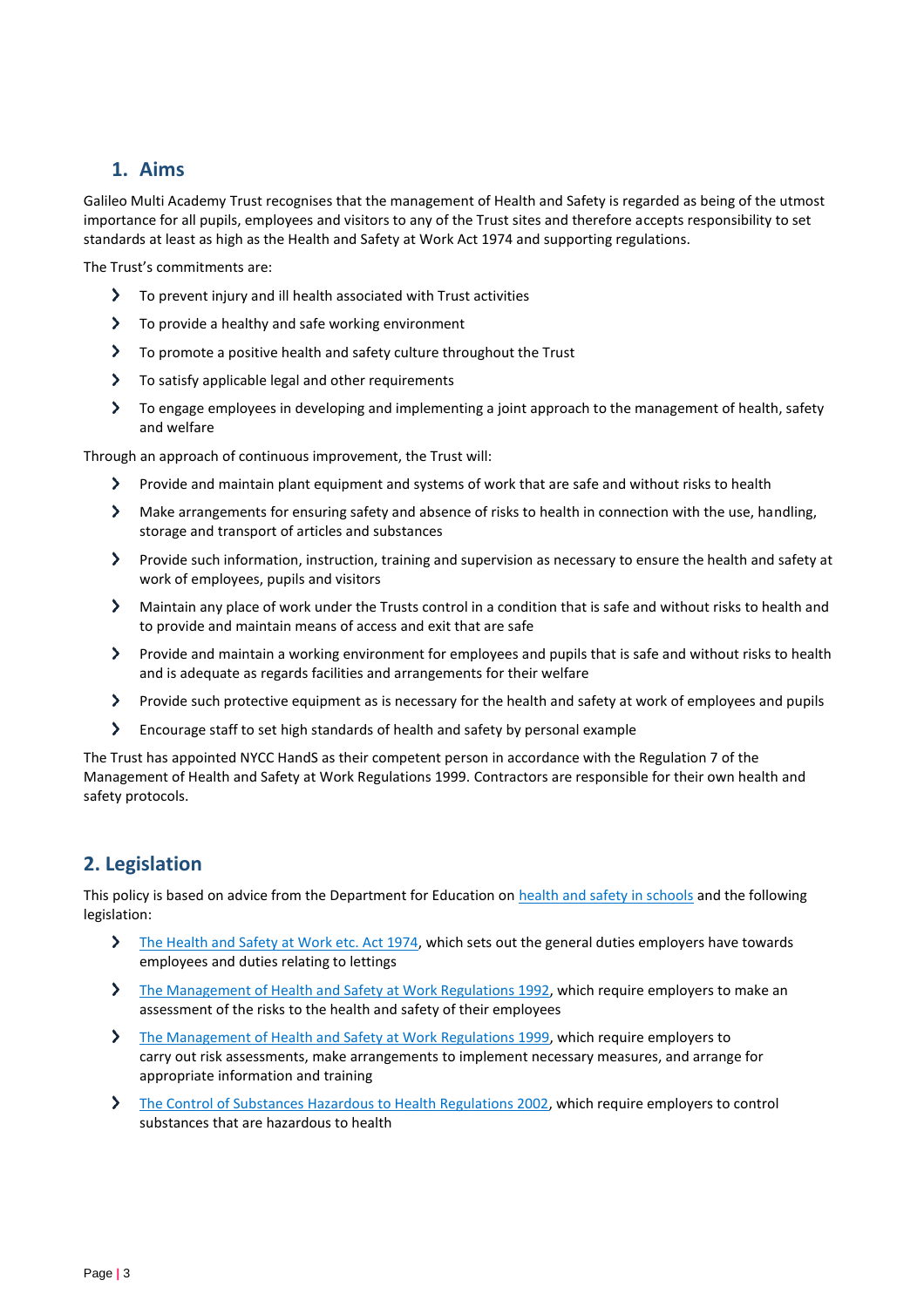## 1. Aims

Galileo Multi Academy Trust recognises that the management of Health and Safety is regarded as being of the utmost importance for all pupils, employees and visitors to any of the Trust sites and therefore accepts responsibility to set standards at least as high as the Health and Safety at Work Act 1974 and supporting regulations.

The Trust's commitments are:

- To prevent injury and ill health associated with Trust activities
- To provide a healthy and safe working environment
- To promote a positive health and safety culture throughout the Trust
- To satisfy applicable legal and other requirements
- To engage employees in developing and implementing a joint approach to the management of health, safety and welfare

Through an approach of continuous improvement, the Trust will:

- Provide and maintain plant equipment and systems of work that are safe and without risks to health
- Make arrangements for ensuring safety and absence of risks to health in connection with the use, handling, storage and transport of articles and substances
- Provide such information, instruction, training and supervision as necessary to ensure the health and safety at work of employees, pupils and visitors
- Maintain any place of work under the Trusts control in a condition that is safe and without risks to health and to provide and maintain means of access and exit that are safe
- Provide and maintain a working environment for employees and pupils that is safe and without risks to health and is adequate as regards facilities and arrangements for their welfare
- Provide such protective equipment as is necessary for the health and safety at work of employees and pupils
- Encourage staff to set high standards of health and safety by personal example

The Trust has appointed NYCC HandS as their competent person in accordance with the Regulation 7 of the Management of Health and Safety at Work Regulations 1999. Contractors are responsible for their own health and safety protocols.

## 2. Legislation

This policy is based on advice from the Department for Education on health and safety in schools and the following legislation:

- The Health and Safety at Work etc. Act 1974, which sets out the general duties employers have towards employees and duties relating to lettings
- The Management of Health and Safety at Work Regulations 1992, which require employers to make an assessment of the risks to the health and safety of their employees
- The Management of Health and Safety at Work Regulations 1999, which require employers to carry out risk assessments, make arrangements to implement necessary measures, and arrange for appropriate information and training
- The Control of Substances Hazardous to Health Regulations 2002, which require employers to control substances that are hazardous to health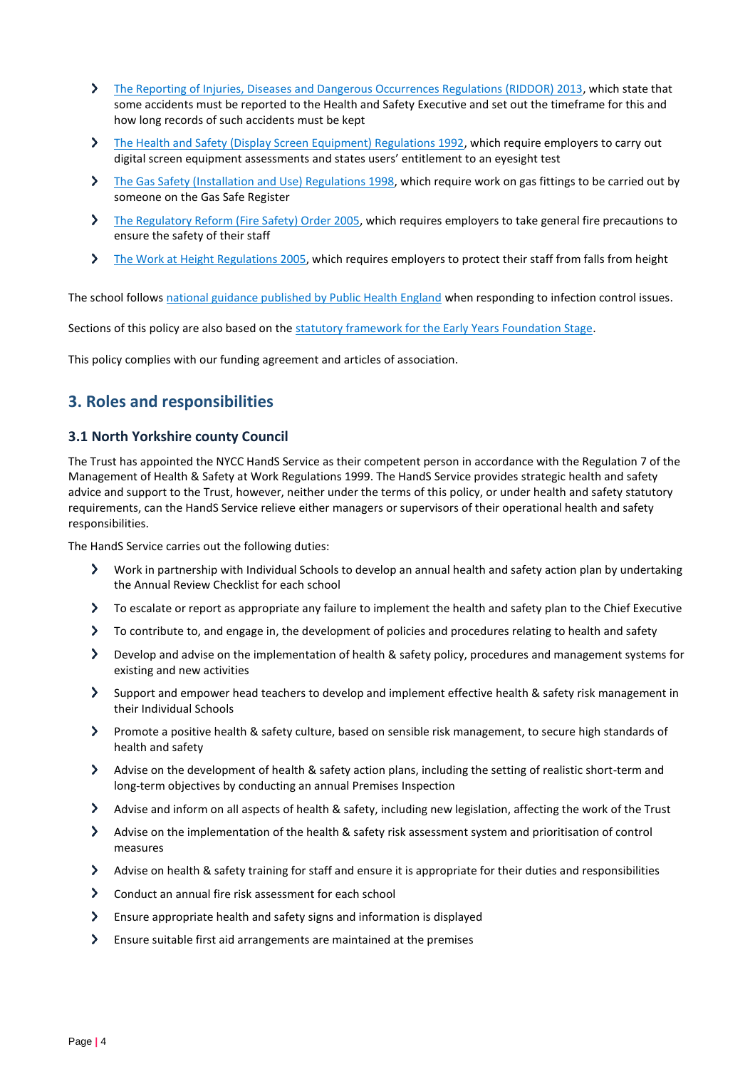- The Reporting of Injuries, Diseases and Dangerous Occurrences Regulations (RIDDOR) 2013, which state that some accidents must be reported to the Health and Safety Executive and set out the timeframe for this and how long records of such accidents must be kept
- The Health and Safety (Display Screen Equipment) Regulations 1992, which require employers to carry out digital screen equipment assessments and states users' entitlement to an eyesight test
- The Gas Safety (Installation and Use) Regulations 1998, which require work on gas fittings to be carried out by someone on the Gas Safe Register
- The Regulatory Reform (Fire Safety) Order 2005, which requires employers to take general fire precautions to ensure the safety of their staff
- The Work at Height Regulations 2005, which requires employers to protect their staff from falls from height

The school follows national guidance published by Public Health England when responding to infection control issues.

Sections of this policy are also based on the statutory framework for the Early Years Foundation Stage.

This policy complies with our funding agreement and articles of association.

## 3. Roles and responsibilities

### 3.1 North Yorkshire county Council

The Trust has appointed the NYCC HandS Service as their competent person in accordance with the Regulation 7 of the Management of Health & Safety at Work Regulations 1999. The HandS Service provides strategic health and safety advice and support to the Trust, however, neither under the terms of this policy, or under health and safety statutory requirements, can the HandS Service relieve either managers or supervisors of their operational health and safety responsibilities.

The HandS Service carries out the following duties:

- Work in partnership with Individual Schools to develop an annual health and safety action plan by undertaking the Annual Review Checklist for each school
- To escalate or report as appropriate any failure to implement the health and safety plan to the Chief Executive
- To contribute to, and engage in, the development of policies and procedures relating to health and safety
- Develop and advise on the implementation of health & safety policy, procedures and management systems for existing and new activities
- Support and empower head teachers to develop and implement effective health & safety risk management in their Individual Schools
- Promote a positive health & safety culture, based on sensible risk management, to secure high standards of health and safety
- Advise on the development of health & safety action plans, including the setting of realistic short-term and long-term objectives by conducting an annual Premises Inspection
- Advise and inform on all aspects of health & safety, including new legislation, affecting the work of the Trust
- Advise on the implementation of the health & safety risk assessment system and prioritisation of control measures
- Advise on health & safety training for staff and ensure it is appropriate for their duties and responsibilities
- Conduct an annual fire risk assessment for each school
- Ensure appropriate health and safety signs and information is displayed
- Ensure suitable first aid arrangements are maintained at the premises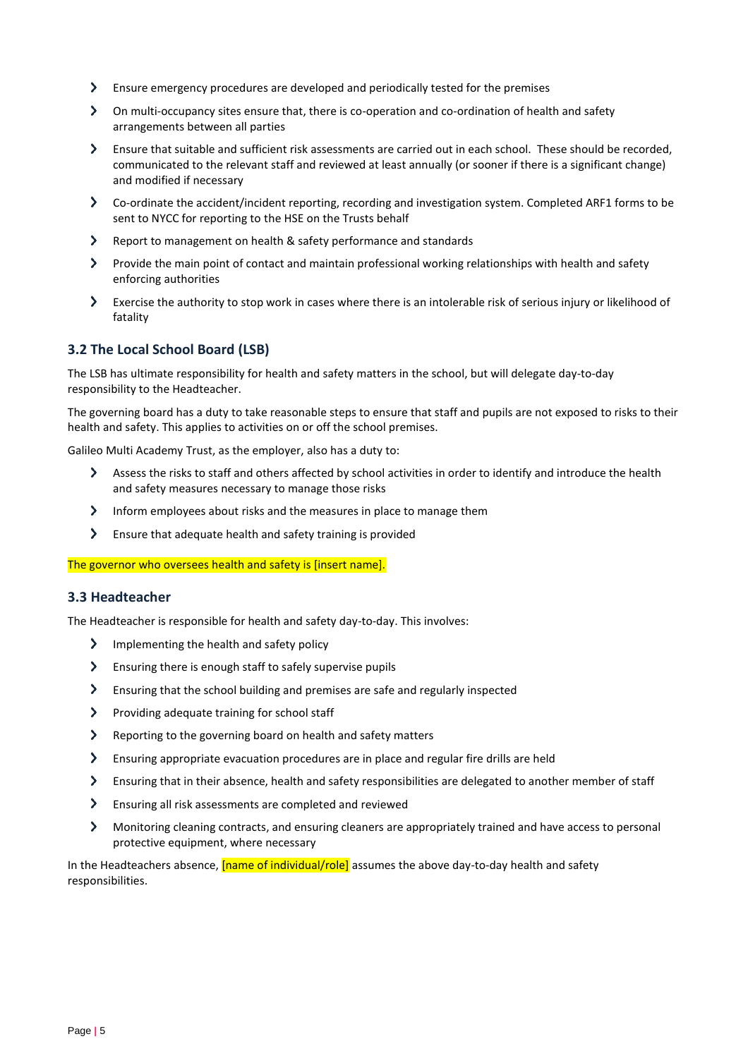- Ensure emergency procedures are developed and periodically tested for the premises
- On multi-occupancy sites ensure that, there is co-operation and co-ordination of health and safety arrangements between all parties
- Ensure that suitable and sufficient risk assessments are carried out in each school. These should be recorded, communicated to the relevant staff and reviewed at least annually (or sooner if there is a significant change) and modified if necessary
- Co-ordinate the accident/incident reporting, recording and investigation system. Completed ARF1 forms to be sent to NYCC for reporting to the HSE on the Trusts behalf
- Report to management on health & safety performance and standards
- Provide the main point of contact and maintain professional working relationships with health and safety enforcing authorities
- Exercise the authority to stop work in cases where there is an intolerable risk of serious injury or likelihood of fatality

### 3.2 The Local School Board (LSB)

The LSB has ultimate responsibility for health and safety matters in the school, but will delegate day-to-day responsibility to the Headteacher.

The governing board has a duty to take reasonable steps to ensure that staff and pupils are not exposed to risks to their health and safety. This applies to activities on or off the school premises.

Galileo Multi Academy Trust, as the employer, also has a duty to:

- Assess the risks to staff and others affected by school activities in order to identify and introduce the health and safety measures necessary to manage those risks
- Inform employees about risks and the measures in place to manage them
- Ensure that adequate health and safety training is provided

The governor who oversees health and safety is [insert name].

### 3.3 Headteacher

The Headteacher is responsible for health and safety day-to-day. This involves:

- Implementing the health and safety policy
- Ensuring there is enough staff to safely supervise pupils
- Ensuring that the school building and premises are safe and regularly inspected
- Providing adequate training for school staff
- Reporting to the governing board on health and safety matters
- Ensuring appropriate evacuation procedures are in place and regular fire drills are held
- Ensuring that in their absence, health and safety responsibilities are delegated to another member of staff
- Ensuring all risk assessments are completed and reviewed
- Monitoring cleaning contracts, and ensuring cleaners are appropriately trained and have access to personal protective equipment, where necessary

In the Headteachers absence, [name of individual/role] assumes the above day-to-day health and safety responsibilities.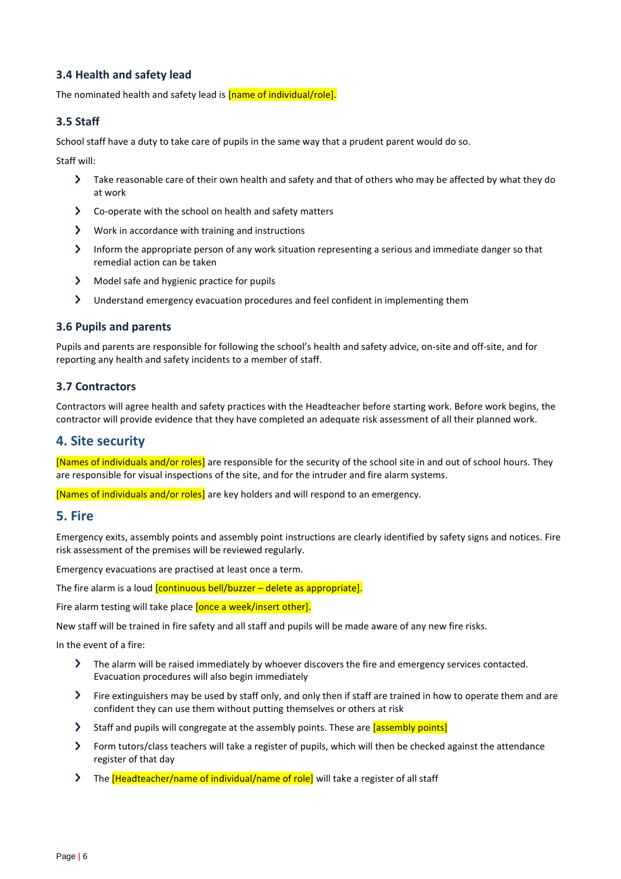### 3.4 Health and safety lead

The nominated health and safety lead is [name of individual/role].

### 3.5 Staff

School staff have a duty to take care of pupils in the same way that a prudent parent would do so.

Staff will:

- Take reasonable care of their own health and safety and that of others who may be affected by what they do at work
- Co-operate with the school on health and safety matters
- Work in accordance with training and instructions
- Inform the appropriate person of any work situation representing a serious and immediate danger so that remedial action can be taken
- Model safe and hygienic practice for pupils
- Understand emergency evacuation procedures and feel confident in implementing them

### 3.6 Pupils and parents

Pupils and parents are responsible for following the school's health and safety advice, on-site and off-site, and for reporting any health and safety incidents to a member of staff.

### 3.7 Contractors

Contractors will agree health and safety practices with the Headteacher before starting work. Before work begins, the contractor will provide evidence that they have completed an adequate risk assessment of all their planned work.

## 4. Site security

[Names of individuals and/or roles] are responsible for the security of the school site in and out of school hours. They are responsible for visual inspections of the site, and for the intruder and fire alarm systems.

[Names of individuals and/or roles] are key holders and will respond to an emergency.

## 5. Fire

Emergency exits, assembly points and assembly point instructions are clearly identified by safety signs and notices. Fire risk assessment of the premises will be reviewed regularly.

Emergency evacuations are practised at least once a term.

The fire alarm is a loud [continuous bell/buzzer – delete as appropriate].

Fire alarm testing will take place [once a week/insert other].

New staff will be trained in fire safety and all staff and pupils will be made aware of any new fire risks.

In the event of a fire:

- The alarm will be raised immediately by whoever discovers the fire and emergency services contacted. Evacuation procedures will also begin immediately
- Fire extinguishers may be used by staff only, and only then if staff are trained in how to operate them and are confident they can use them without putting themselves or others at risk
- Staff and pupils will congregate at the assembly points. These are [assembly points]
- Form tutors/class teachers will take a register of pupils, which will then be checked against the attendance register of that day
- The [Headteacher/name of individual/name of role] will take a register of all staff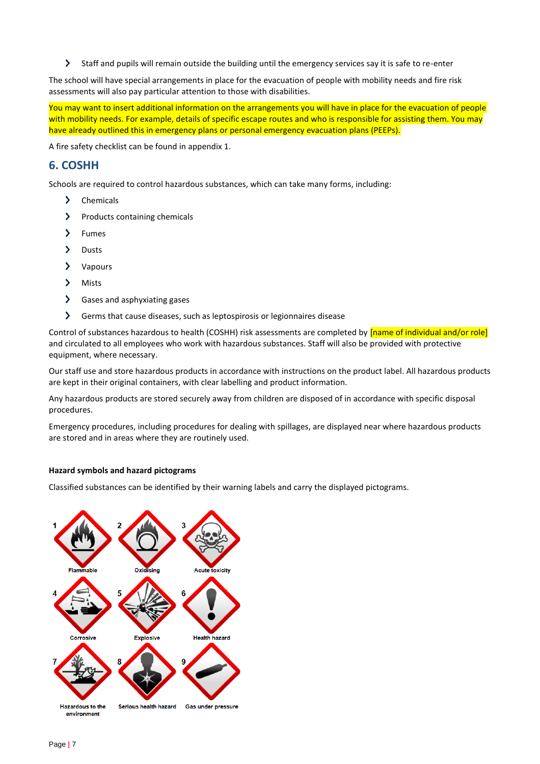- Staff and pupils will remain outside the building until the emergency services say it is safe to re-enter

The school will have special arrangements in place for the evacuation of people with mobility needs and fire risk assessments will also pay particular attention to those with disabilities.

You may want to insert additional information on the arrangements you will have in place for the evacuation of people with mobility needs. For example, details of specific escape routes and who is responsible for assisting them. You may have already outlined this in emergency plans or personal emergency evacuation plans (PEEPs).

A fire safety checklist can be found in appendix 1.

## 6. COSHH

Schools are required to control hazardous substances, which can take many forms, including:

- Chemicals
- Products containing chemicals
- Fumes
- Dusts
- Vapours
- Mists
- Gases and asphyxiating gases
- Germs that cause diseases, such as leptospirosis or legionnaires disease

Control of substances hazardous to health (COSHH) risk assessments are completed by [name of individual and/or role] and circulated to all employees who work with hazardous substances. Staff will also be provided with protective equipment, where necessary.

Our staff use and store hazardous products in accordance with instructions on the product label. All hazardous products are kept in their original containers, with clear labelling and product information.

Any hazardous products are stored securely away from children are disposed of in accordance with specific disposal procedures.

Emergency procedures, including procedures for dealing with spillages, are displayed near where hazardous products are stored and in areas where they are routinely used.

**Hazard symbols and hazard pictograms**

Classified substances can be identified by their warning labels and carry the displayed pictograms.

1 Flammable
2 Oxidising
3 Acute toxicity
4 Corrosive
5 Explosive
6 Health hazard
7 Hazardous to the environment
8 Serious health hazard
9 Gas under pressure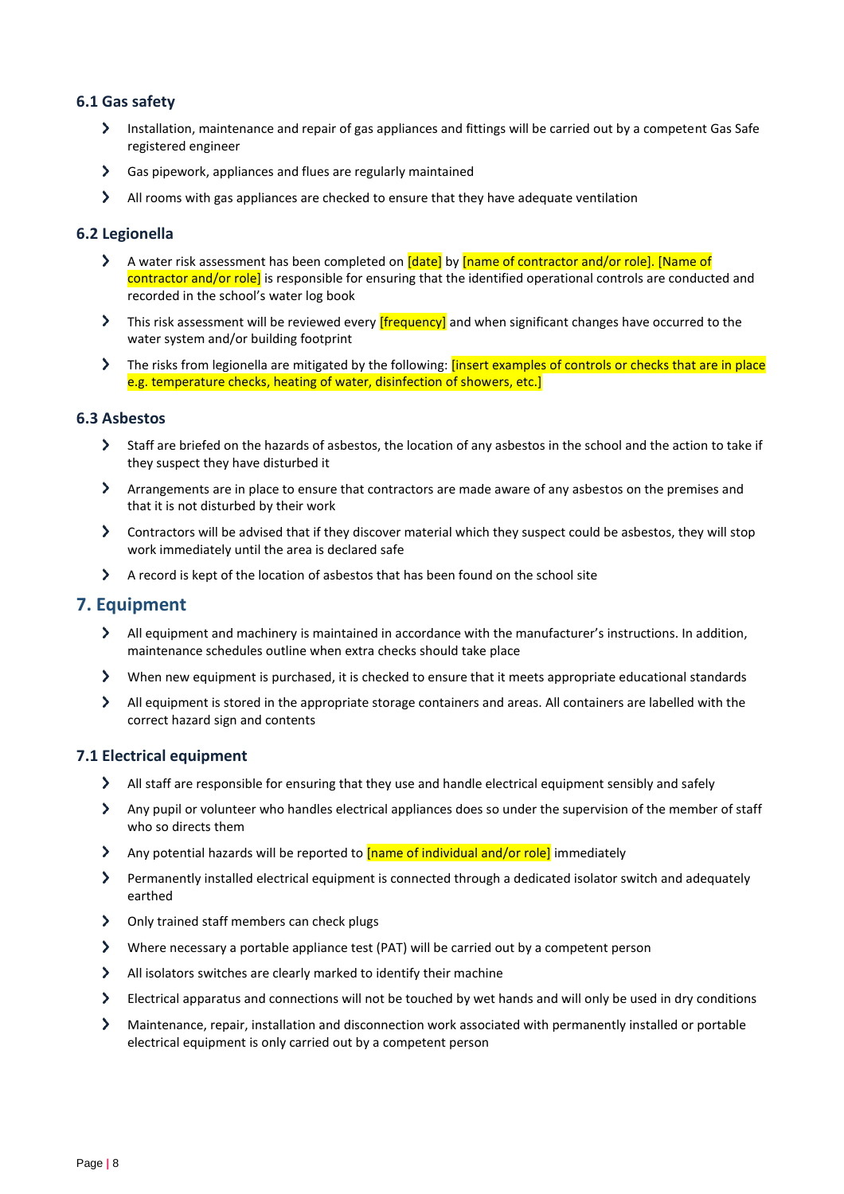### 6.1 Gas safety

- Installation, maintenance and repair of gas appliances and fittings will be carried out by a competent Gas Safe registered engineer
- Gas pipework, appliances and flues are regularly maintained
- All rooms with gas appliances are checked to ensure that they have adequate ventilation

### 6.2 Legionella

- A water risk assessment has been completed on [date] by [name of contractor and/or role]. [Name of contractor and/or role] is responsible for ensuring that the identified operational controls are conducted and recorded in the school's water log book
- This risk assessment will be reviewed every [frequency] and when significant changes have occurred to the water system and/or building footprint
- The risks from legionella are mitigated by the following: [insert examples of controls or checks that are in place e.g. temperature checks, heating of water, disinfection of showers, etc.]

### 6.3 Asbestos

- Staff are briefed on the hazards of asbestos, the location of any asbestos in the school and the action to take if they suspect they have disturbed it
- Arrangements are in place to ensure that contractors are made aware of any asbestos on the premises and that it is not disturbed by their work
- Contractors will be advised that if they discover material which they suspect could be asbestos, they will stop work immediately until the area is declared safe
- A record is kept of the location of asbestos that has been found on the school site

## 7. Equipment

- All equipment and machinery is maintained in accordance with the manufacturer's instructions. In addition, maintenance schedules outline when extra checks should take place
- When new equipment is purchased, it is checked to ensure that it meets appropriate educational standards
- All equipment is stored in the appropriate storage containers and areas. All containers are labelled with the correct hazard sign and contents

### 7.1 Electrical equipment

- All staff are responsible for ensuring that they use and handle electrical equipment sensibly and safely
- Any pupil or volunteer who handles electrical appliances does so under the supervision of the member of staff who so directs them
- Any potential hazards will be reported to [name of individual and/or role] immediately
- Permanently installed electrical equipment is connected through a dedicated isolator switch and adequately earthed
- Only trained staff members can check plugs
- Where necessary a portable appliance test (PAT) will be carried out by a competent person
- All isolators switches are clearly marked to identify their machine
- Electrical apparatus and connections will not be touched by wet hands and will only be used in dry conditions
- Maintenance, repair, installation and disconnection work associated with permanently installed or portable electrical equipment is only carried out by a competent person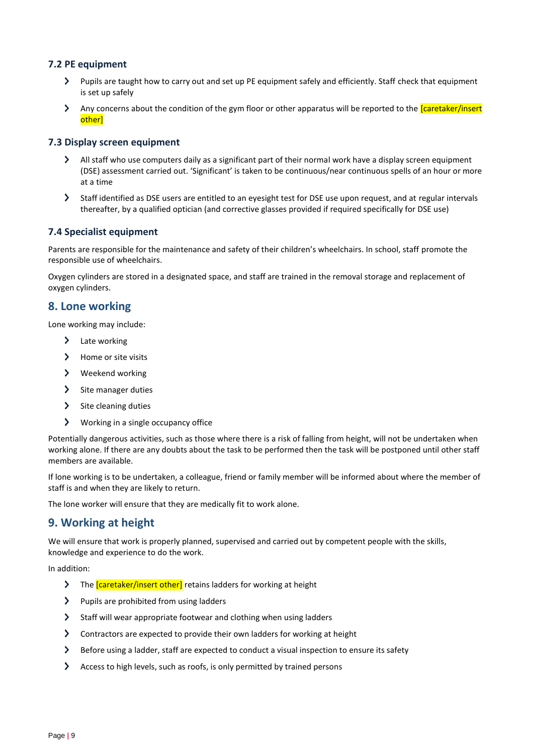### 7.2 PE equipment

- Pupils are taught how to carry out and set up PE equipment safely and efficiently. Staff check that equipment is set up safely
- Any concerns about the condition of the gym floor or other apparatus will be reported to the [caretaker/insert other]

### 7.3 Display screen equipment

- All staff who use computers daily as a significant part of their normal work have a display screen equipment (DSE) assessment carried out. 'Significant' is taken to be continuous/near continuous spells of an hour or more at a time
- Staff identified as DSE users are entitled to an eyesight test for DSE use upon request, and at regular intervals thereafter, by a qualified optician (and corrective glasses provided if required specifically for DSE use)

### 7.4 Specialist equipment

Parents are responsible for the maintenance and safety of their children's wheelchairs. In school, staff promote the responsible use of wheelchairs.

Oxygen cylinders are stored in a designated space, and staff are trained in the removal storage and replacement of oxygen cylinders.

## 8. Lone working

Lone working may include:

- Late working
- Home or site visits
- Weekend working
- Site manager duties
- Site cleaning duties
- Working in a single occupancy office

Potentially dangerous activities, such as those where there is a risk of falling from height, will not be undertaken when working alone. If there are any doubts about the task to be performed then the task will be postponed until other staff members are available.

If lone working is to be undertaken, a colleague, friend or family member will be informed about where the member of staff is and when they are likely to return.

The lone worker will ensure that they are medically fit to work alone.

## 9. Working at height

We will ensure that work is properly planned, supervised and carried out by competent people with the skills, knowledge and experience to do the work.

In addition:

- The [caretaker/insert other] retains ladders for working at height
- Pupils are prohibited from using ladders
- Staff will wear appropriate footwear and clothing when using ladders
- Contractors are expected to provide their own ladders for working at height
- Before using a ladder, staff are expected to conduct a visual inspection to ensure its safety
- Access to high levels, such as roofs, is only permitted by trained persons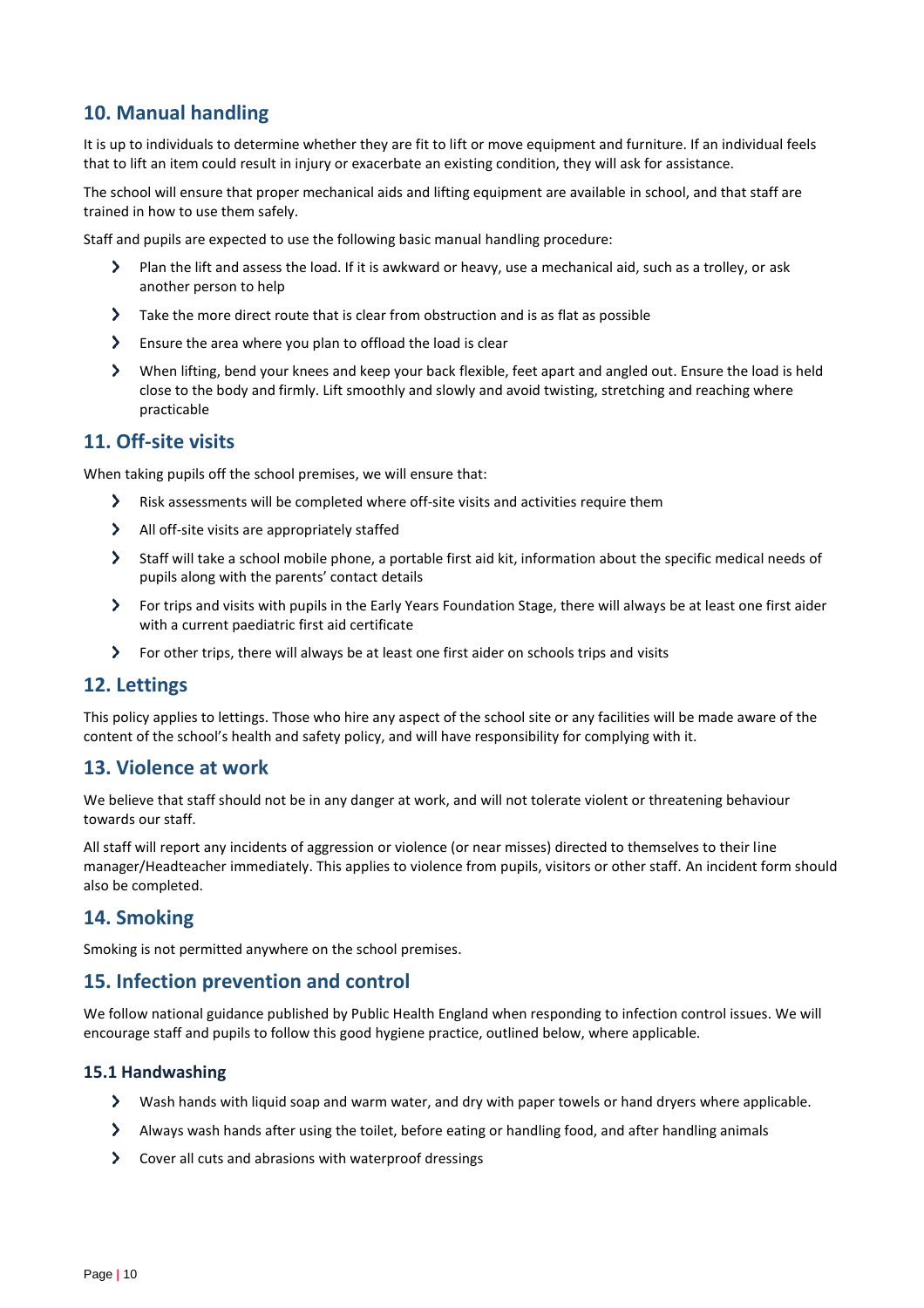## 10. Manual handling

It is up to individuals to determine whether they are fit to lift or move equipment and furniture. If an individual feels that to lift an item could result in injury or exacerbate an existing condition, they will ask for assistance.

The school will ensure that proper mechanical aids and lifting equipment are available in school, and that staff are trained in how to use them safely.

Staff and pupils are expected to use the following basic manual handling procedure:

- Plan the lift and assess the load. If it is awkward or heavy, use a mechanical aid, such as a trolley, or ask another person to help
- Take the more direct route that is clear from obstruction and is as flat as possible
- Ensure the area where you plan to offload the load is clear
- When lifting, bend your knees and keep your back flexible, feet apart and angled out. Ensure the load is held close to the body and firmly. Lift smoothly and slowly and avoid twisting, stretching and reaching where practicable

## 11. Off-site visits

When taking pupils off the school premises, we will ensure that:

- Risk assessments will be completed where off-site visits and activities require them
- All off-site visits are appropriately staffed
- Staff will take a school mobile phone, a portable first aid kit, information about the specific medical needs of pupils along with the parents' contact details
- For trips and visits with pupils in the Early Years Foundation Stage, there will always be at least one first aider with a current paediatric first aid certificate
- For other trips, there will always be at least one first aider on schools trips and visits

## 12. Lettings

This policy applies to lettings. Those who hire any aspect of the school site or any facilities will be made aware of the content of the school's health and safety policy, and will have responsibility for complying with it.

## 13. Violence at work

We believe that staff should not be in any danger at work, and will not tolerate violent or threatening behaviour towards our staff.

All staff will report any incidents of aggression or violence (or near misses) directed to themselves to their line manager/Headteacher immediately. This applies to violence from pupils, visitors or other staff. An incident form should also be completed.

## 14. Smoking

Smoking is not permitted anywhere on the school premises.

## 15. Infection prevention and control

We follow national guidance published by Public Health England when responding to infection control issues. We will encourage staff and pupils to follow this good hygiene practice, outlined below, where applicable.

### 15.1 Handwashing

- Wash hands with liquid soap and warm water, and dry with paper towels or hand dryers where applicable.
- Always wash hands after using the toilet, before eating or handling food, and after handling animals
- Cover all cuts and abrasions with waterproof dressings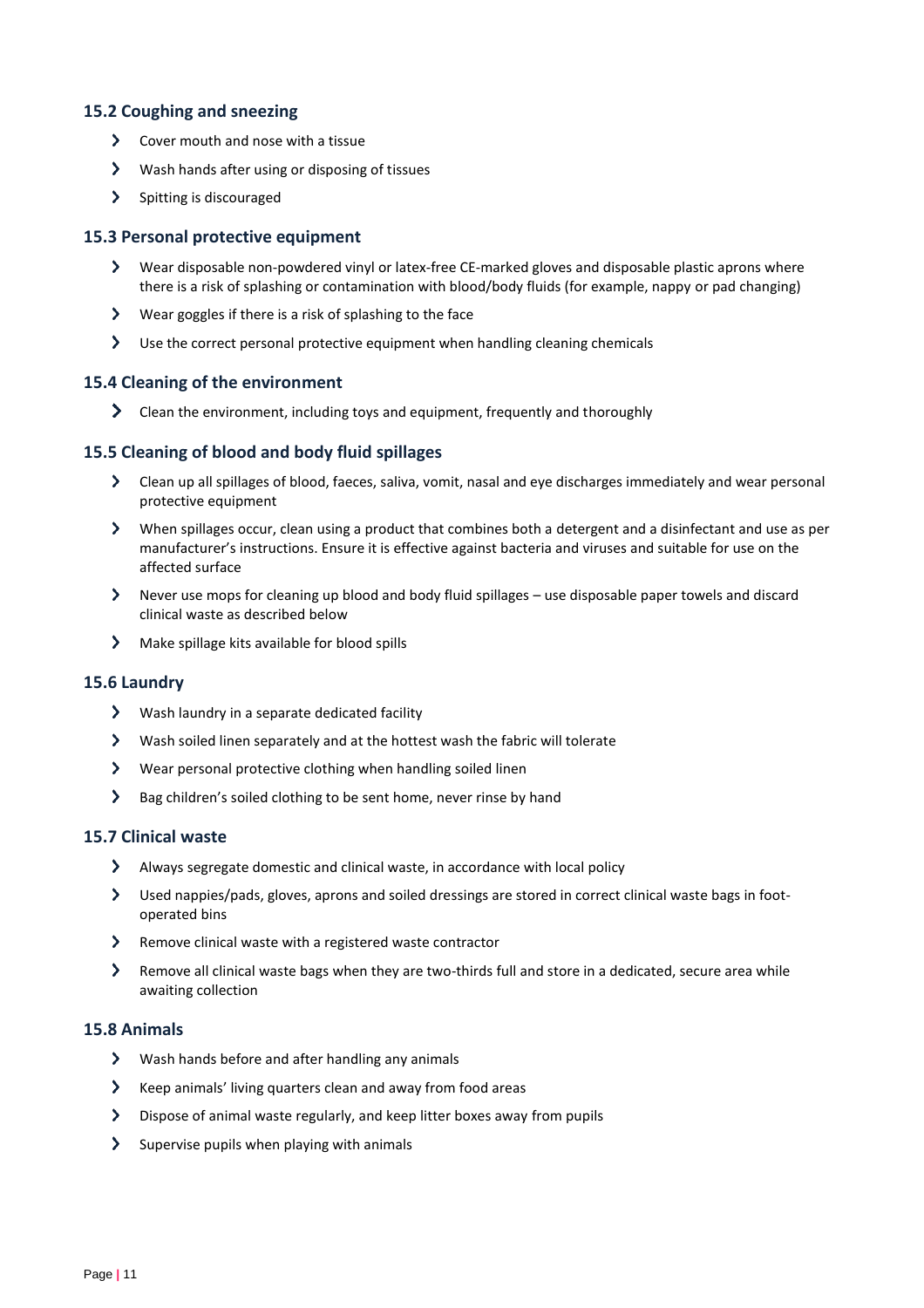### 15.2 Coughing and sneezing

- Cover mouth and nose with a tissue
- Wash hands after using or disposing of tissues
- Spitting is discouraged

### 15.3 Personal protective equipment

- Wear disposable non-powdered vinyl or latex-free CE-marked gloves and disposable plastic aprons where there is a risk of splashing or contamination with blood/body fluids (for example, nappy or pad changing)
- Wear goggles if there is a risk of splashing to the face
- Use the correct personal protective equipment when handling cleaning chemicals

### 15.4 Cleaning of the environment

- Clean the environment, including toys and equipment, frequently and thoroughly

### 15.5 Cleaning of blood and body fluid spillages

- Clean up all spillages of blood, faeces, saliva, vomit, nasal and eye discharges immediately and wear personal protective equipment
- When spillages occur, clean using a product that combines both a detergent and a disinfectant and use as per manufacturer's instructions. Ensure it is effective against bacteria and viruses and suitable for use on the affected surface
- Never use mops for cleaning up blood and body fluid spillages – use disposable paper towels and discard clinical waste as described below
- Make spillage kits available for blood spills

### 15.6 Laundry

- Wash laundry in a separate dedicated facility
- Wash soiled linen separately and at the hottest wash the fabric will tolerate
- Wear personal protective clothing when handling soiled linen
- Bag children's soiled clothing to be sent home, never rinse by hand

### 15.7 Clinical waste

- Always segregate domestic and clinical waste, in accordance with local policy
- Used nappies/pads, gloves, aprons and soiled dressings are stored in correct clinical waste bags in foot-operated bins
- Remove clinical waste with a registered waste contractor
- Remove all clinical waste bags when they are two-thirds full and store in a dedicated, secure area while awaiting collection

### 15.8 Animals

- Wash hands before and after handling any animals
- Keep animals' living quarters clean and away from food areas
- Dispose of animal waste regularly, and keep litter boxes away from pupils
- Supervise pupils when playing with animals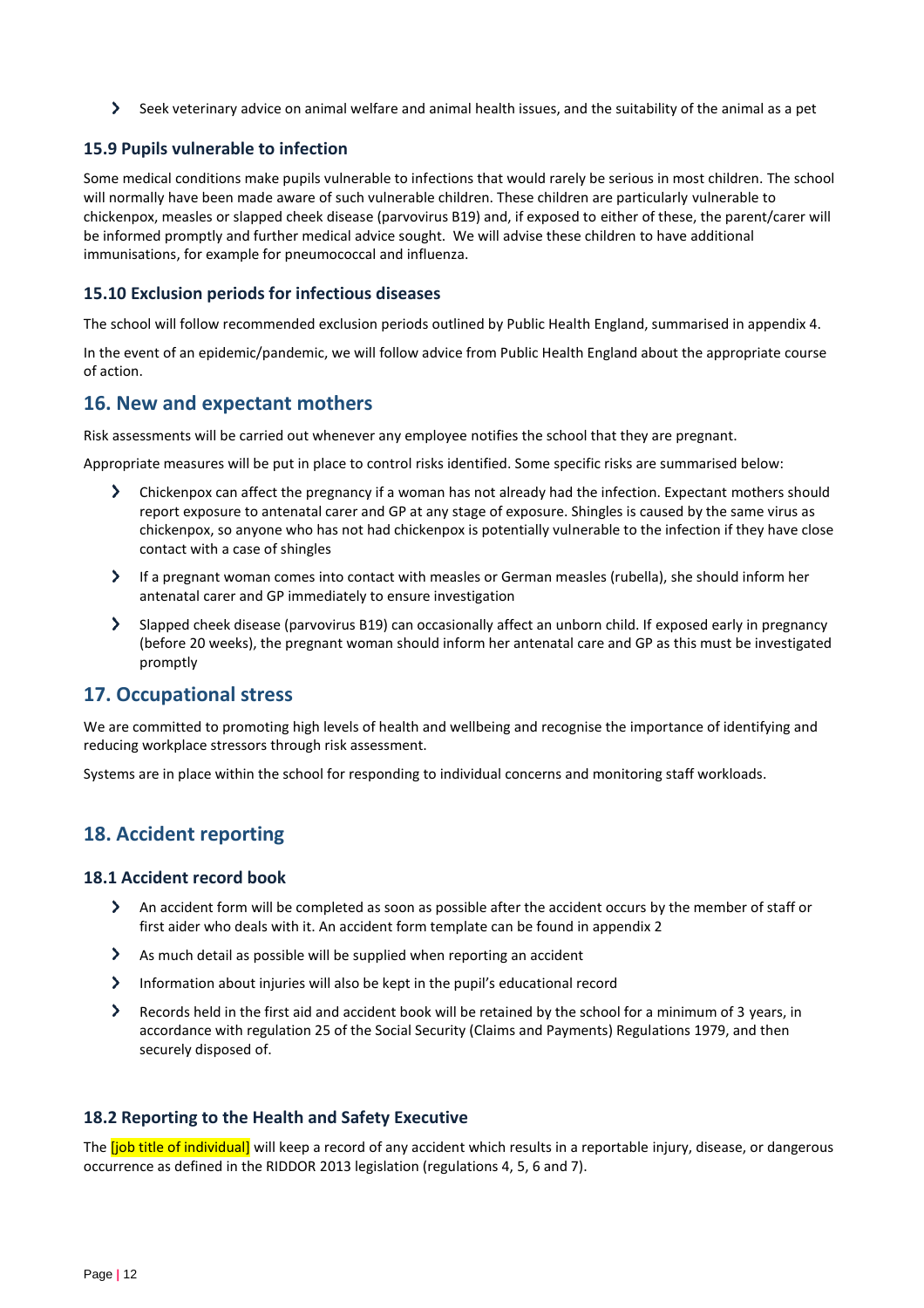- Seek veterinary advice on animal welfare and animal health issues, and the suitability of the animal as a pet

### 15.9 Pupils vulnerable to infection

Some medical conditions make pupils vulnerable to infections that would rarely be serious in most children. The school will normally have been made aware of such vulnerable children. These children are particularly vulnerable to chickenpox, measles or slapped cheek disease (parvovirus B19) and, if exposed to either of these, the parent/carer will be informed promptly and further medical advice sought. We will advise these children to have additional immunisations, for example for pneumococcal and influenza.

### 15.10 Exclusion periods for infectious diseases

The school will follow recommended exclusion periods outlined by Public Health England, summarised in appendix 4.

In the event of an epidemic/pandemic, we will follow advice from Public Health England about the appropriate course of action.

## 16. New and expectant mothers

Risk assessments will be carried out whenever any employee notifies the school that they are pregnant.

Appropriate measures will be put in place to control risks identified. Some specific risks are summarised below:

- Chickenpox can affect the pregnancy if a woman has not already had the infection. Expectant mothers should report exposure to antenatal carer and GP at any stage of exposure. Shingles is caused by the same virus as chickenpox, so anyone who has not had chickenpox is potentially vulnerable to the infection if they have close contact with a case of shingles
- If a pregnant woman comes into contact with measles or German measles (rubella), she should inform her antenatal carer and GP immediately to ensure investigation
- Slapped cheek disease (parvovirus B19) can occasionally affect an unborn child. If exposed early in pregnancy (before 20 weeks), the pregnant woman should inform her antenatal care and GP as this must be investigated promptly

## 17. Occupational stress

We are committed to promoting high levels of health and wellbeing and recognise the importance of identifying and reducing workplace stressors through risk assessment.

Systems are in place within the school for responding to individual concerns and monitoring staff workloads.

## 18. Accident reporting

### 18.1 Accident record book

- An accident form will be completed as soon as possible after the accident occurs by the member of staff or first aider who deals with it. An accident form template can be found in appendix 2
- As much detail as possible will be supplied when reporting an accident
- Information about injuries will also be kept in the pupil's educational record
- Records held in the first aid and accident book will be retained by the school for a minimum of 3 years, in accordance with regulation 25 of the Social Security (Claims and Payments) Regulations 1979, and then securely disposed of.

### 18.2 Reporting to the Health and Safety Executive

The [job title of individual] will keep a record of any accident which results in a reportable injury, disease, or dangerous occurrence as defined in the RIDDOR 2013 legislation (regulations 4, 5, 6 and 7).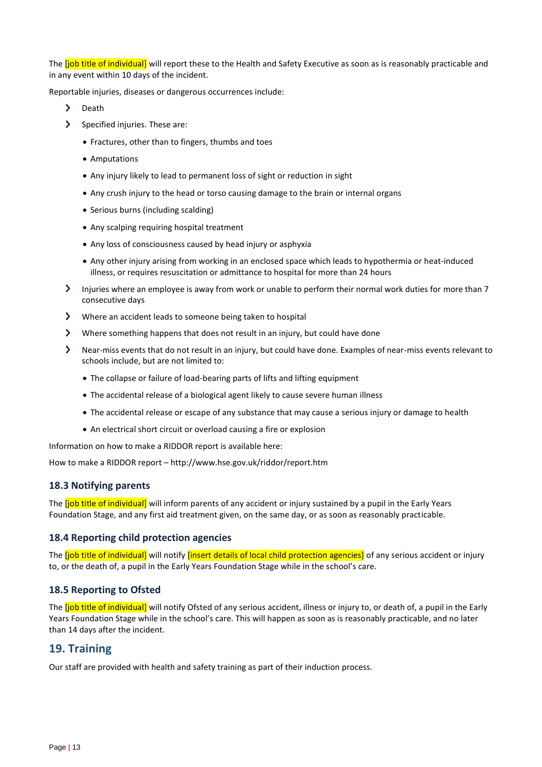The [job title of individual] will report these to the Health and Safety Executive as soon as is reasonably practicable and in any event within 10 days of the incident.

Reportable injuries, diseases or dangerous occurrences include:

- Death
- Specified injuries. These are:
  - Fractures, other than to fingers, thumbs and toes
  - Amputations
  - Any injury likely to lead to permanent loss of sight or reduction in sight
  - Any crush injury to the head or torso causing damage to the brain or internal organs
  - Serious burns (including scalding)
  - Any scalping requiring hospital treatment
  - Any loss of consciousness caused by head injury or asphyxia
  - Any other injury arising from working in an enclosed space which leads to hypothermia or heat-induced illness, or requires resuscitation or admittance to hospital for more than 24 hours
- Injuries where an employee is away from work or unable to perform their normal work duties for more than 7 consecutive days
- Where an accident leads to someone being taken to hospital
- Where something happens that does not result in an injury, but could have done
- Near-miss events that do not result in an injury, but could have done. Examples of near-miss events relevant to schools include, but are not limited to:
  - The collapse or failure of load-bearing parts of lifts and lifting equipment
  - The accidental release of a biological agent likely to cause severe human illness
  - The accidental release or escape of any substance that may cause a serious injury or damage to health
  - An electrical short circuit or overload causing a fire or explosion

Information on how to make a RIDDOR report is available here:

How to make a RIDDOR report – http://www.hse.gov.uk/riddor/report.htm

### 18.3 Notifying parents

The [job title of individual] will inform parents of any accident or injury sustained by a pupil in the Early Years Foundation Stage, and any first aid treatment given, on the same day, or as soon as reasonably practicable.

### 18.4 Reporting child protection agencies

The [job title of individual] will notify [insert details of local child protection agencies] of any serious accident or injury to, or the death of, a pupil in the Early Years Foundation Stage while in the school's care.

### 18.5 Reporting to Ofsted

The [job title of individual] will notify Ofsted of any serious accident, illness or injury to, or death of, a pupil in the Early Years Foundation Stage while in the school's care. This will happen as soon as is reasonably practicable, and no later than 14 days after the incident.

## 19. Training

Our staff are provided with health and safety training as part of their induction process.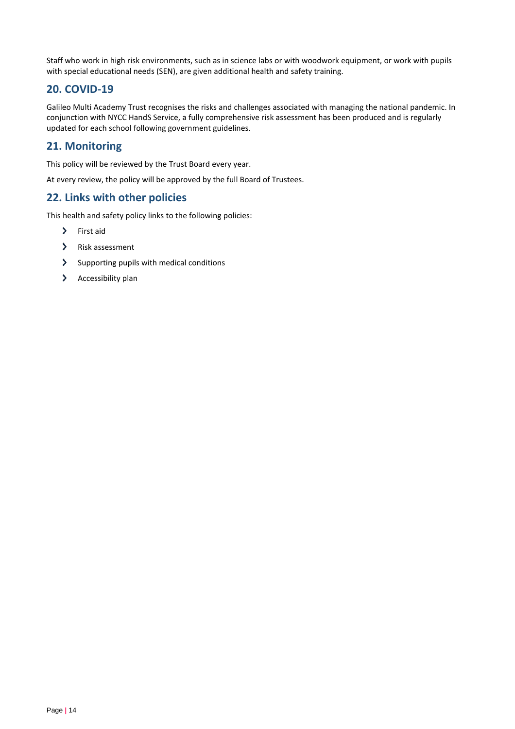Staff who work in high risk environments, such as in science labs or with woodwork equipment, or work with pupils with special educational needs (SEN), are given additional health and safety training.

## 20. COVID-19

Galileo Multi Academy Trust recognises the risks and challenges associated with managing the national pandemic. In conjunction with NYCC HandS Service, a fully comprehensive risk assessment has been produced and is regularly updated for each school following government guidelines.

## 21. Monitoring

This policy will be reviewed by the Trust Board every year.

At every review, the policy will be approved by the full Board of Trustees.

## 22. Links with other policies

This health and safety policy links to the following policies:

- First aid
- Risk assessment
- Supporting pupils with medical conditions
- Accessibility plan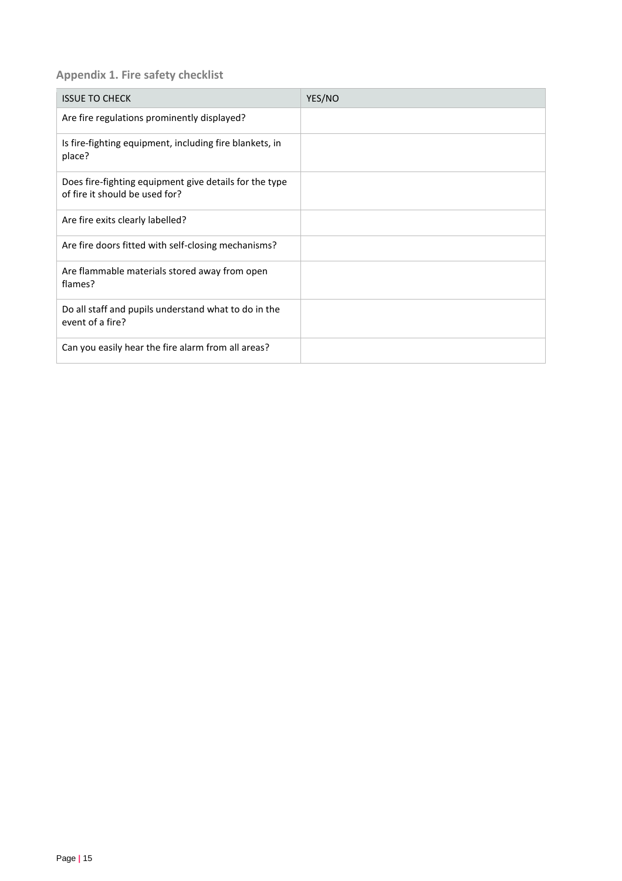## Appendix 1. Fire safety checklist

| ISSUE TO CHECK | YES/NO |
| --- | --- |
| Are fire regulations prominently displayed? | |
| Is fire-fighting equipment, including fire blankets, in place? | |
| Does fire-fighting equipment give details for the type of fire it should be used for? | |
| Are fire exits clearly labelled? | |
| Are fire doors fitted with self-closing mechanisms? | |
| Are flammable materials stored away from open flames? | |
| Do all staff and pupils understand what to do in the event of a fire? | |
| Can you easily hear the fire alarm from all areas? | |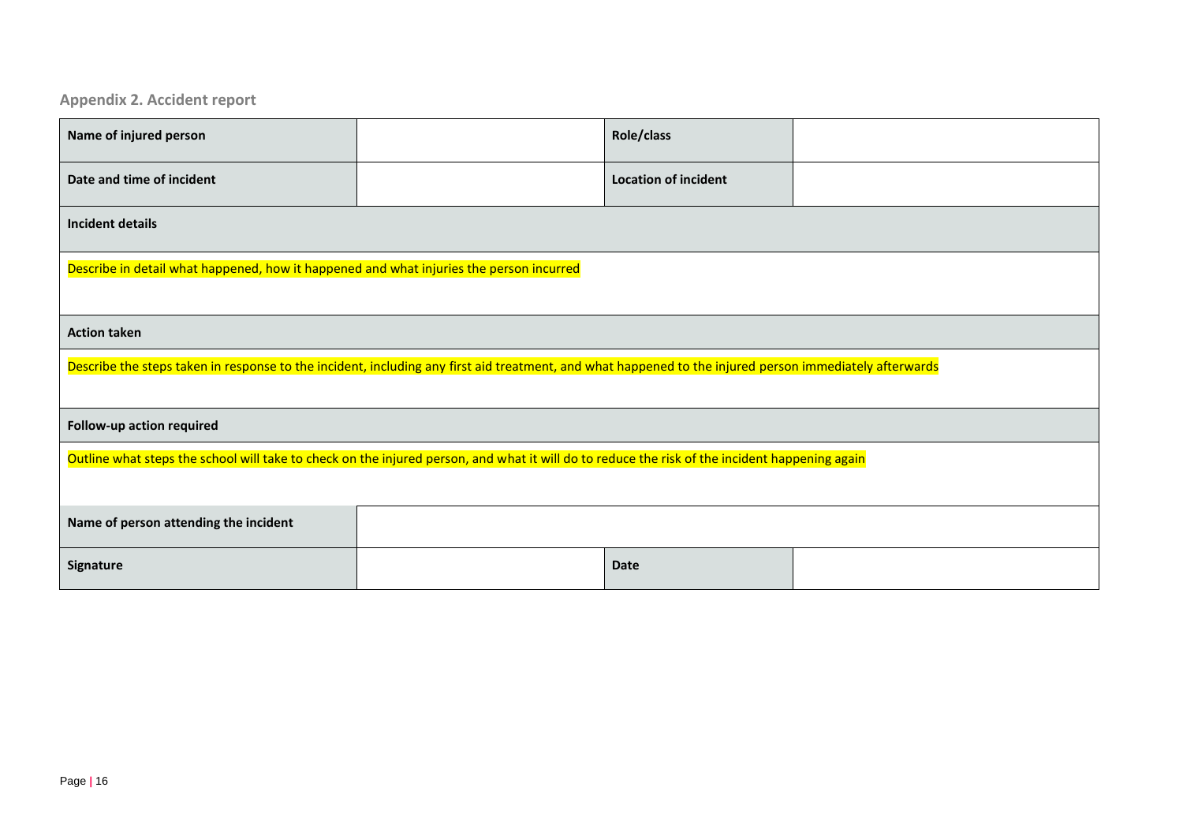### Appendix 2. Accident report

| Name of injured person | | Role/class | |
|---|---|---|---|
| Date and time of incident | | Location of incident | |
| Incident details | | | |
| Describe in detail what happened, how it happened and what injuries the person incurred | | | |
| Action taken | | | |
| Describe the steps taken in response to the incident, including any first aid treatment, and what happened to the injured person immediately afterwards | | | |
| Follow-up action required | | | |
| Outline what steps the school will take to check on the injured person, and what it will do to reduce the risk of the incident happening again | | | |
| Name of person attending the incident | | | |
| Signature | | Date | |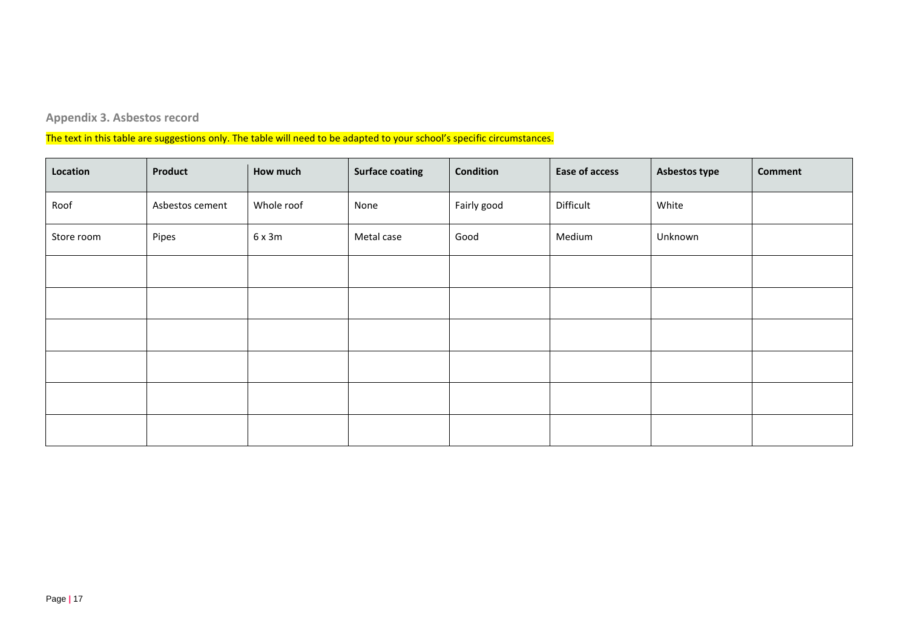## Appendix 3. Asbestos record

The text in this table are suggestions only. The table will need to be adapted to your school's specific circumstances.

| Location | Product | How much | Surface coating | Condition | Ease of access | Asbestos type | Comment |
|---|---|---|---|---|---|---|---|
| Roof | Asbestos cement | Whole roof | None | Fairly good | Difficult | White | |
| Store room | Pipes | 6 x 3m | Metal case | Good | Medium | Unknown | |
| | | | | | | | |
| | | | | | | | |
| | | | | | | | |
| | | | | | | | |
| | | | | | | | |
| | | | | | | | |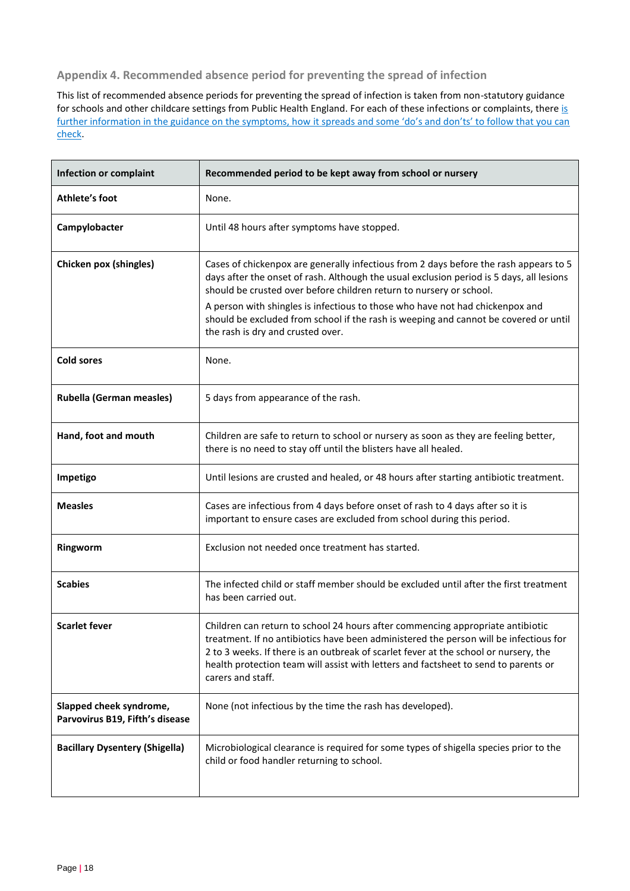### Appendix 4. Recommended absence period for preventing the spread of infection

This list of recommended absence periods for preventing the spread of infection is taken from non-statutory guidance for schools and other childcare settings from Public Health England. For each of these infections or complaints, there is further information in the guidance on the symptoms, how it spreads and some 'do's and don'ts' to follow that you can check.

| Infection or complaint | Recommended period to be kept away from school or nursery |
|---|---|
| **Athlete's foot** | None. |
| **Campylobacter** | Until 48 hours after symptoms have stopped. |
| **Chicken pox (shingles)** | Cases of chickenpox are generally infectious from 2 days before the rash appears to 5 days after the onset of rash. Although the usual exclusion period is 5 days, all lesions should be crusted over before children return to nursery or school.<br>A person with shingles is infectious to those who have not had chickenpox and should be excluded from school if the rash is weeping and cannot be covered or until the rash is dry and crusted over. |
| **Cold sores** | None. |
| **Rubella (German measles)** | 5 days from appearance of the rash. |
| **Hand, foot and mouth** | Children are safe to return to school or nursery as soon as they are feeling better, there is no need to stay off until the blisters have all healed. |
| **Impetigo** | Until lesions are crusted and healed, or 48 hours after starting antibiotic treatment. |
| **Measles** | Cases are infectious from 4 days before onset of rash to 4 days after so it is important to ensure cases are excluded from school during this period. |
| **Ringworm** | Exclusion not needed once treatment has started. |
| **Scabies** | The infected child or staff member should be excluded until after the first treatment has been carried out. |
| **Scarlet fever** | Children can return to school 24 hours after commencing appropriate antibiotic treatment. If no antibiotics have been administered the person will be infectious for 2 to 3 weeks. If there is an outbreak of scarlet fever at the school or nursery, the health protection team will assist with letters and factsheet to send to parents or carers and staff. |
| **Slapped cheek syndrome, Parvovirus B19, Fifth's disease** | None (not infectious by the time the rash has developed). |
| **Bacillary Dysentery (Shigella)** | Microbiological clearance is required for some types of shigella species prior to the child or food handler returning to school. |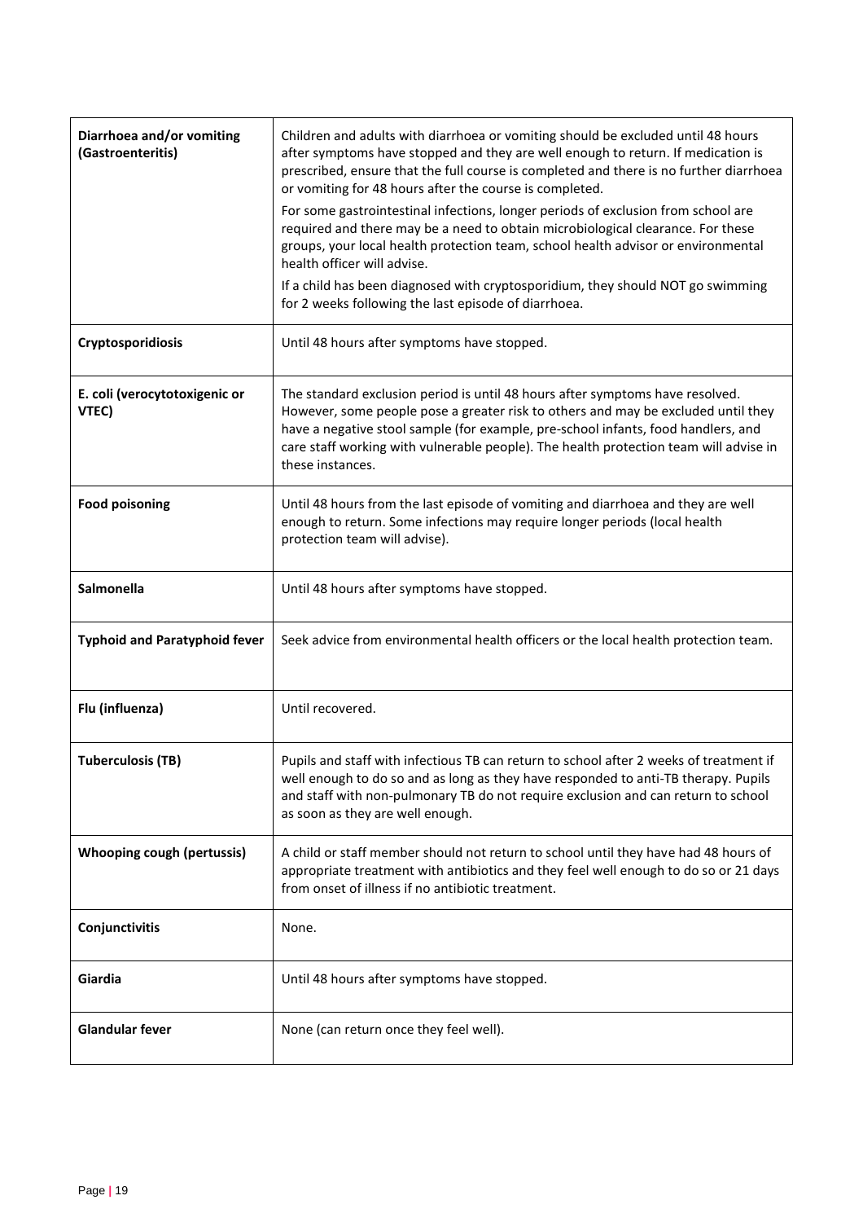| | |
|---|---|
| **Diarrhoea and/or vomiting (Gastroenteritis)** | Children and adults with diarrhoea or vomiting should be excluded until 48 hours after symptoms have stopped and they are well enough to return. If medication is prescribed, ensure that the full course is completed and there is no further diarrhoea or vomiting for 48 hours after the course is completed.<br>For some gastrointestinal infections, longer periods of exclusion from school are required and there may be a need to obtain microbiological clearance. For these groups, your local health protection team, school health advisor or environmental health officer will advise.<br>If a child has been diagnosed with cryptosporidium, they should NOT go swimming for 2 weeks following the last episode of diarrhoea. |
| **Cryptosporidiosis** | Until 48 hours after symptoms have stopped. |
| **E. coli (verocytotoxigenic or VTEC)** | The standard exclusion period is until 48 hours after symptoms have resolved. However, some people pose a greater risk to others and may be excluded until they have a negative stool sample (for example, pre-school infants, food handlers, and care staff working with vulnerable people). The health protection team will advise in these instances. |
| **Food poisoning** | Until 48 hours from the last episode of vomiting and diarrhoea and they are well enough to return. Some infections may require longer periods (local health protection team will advise). |
| **Salmonella** | Until 48 hours after symptoms have stopped. |
| **Typhoid and Paratyphoid fever** | Seek advice from environmental health officers or the local health protection team. |
| **Flu (influenza)** | Until recovered. |
| **Tuberculosis (TB)** | Pupils and staff with infectious TB can return to school after 2 weeks of treatment if well enough to do so and as long as they have responded to anti-TB therapy. Pupils and staff with non-pulmonary TB do not require exclusion and can return to school as soon as they are well enough. |
| **Whooping cough (pertussis)** | A child or staff member should not return to school until they have had 48 hours of appropriate treatment with antibiotics and they feel well enough to do so or 21 days from onset of illness if no antibiotic treatment. |
| **Conjunctivitis** | None. |
| **Giardia** | Until 48 hours after symptoms have stopped. |
| **Glandular fever** | None (can return once they feel well). |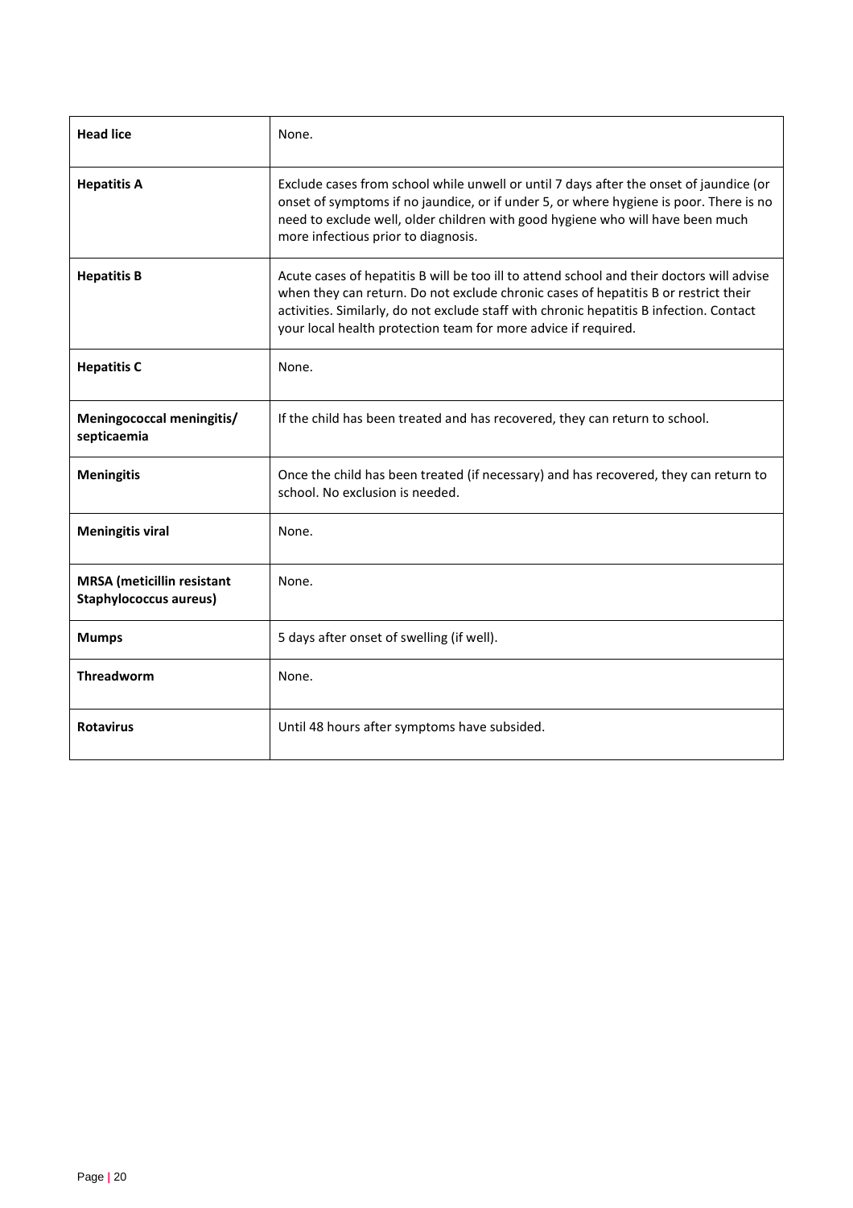| | |
|---|---|
| **Head lice** | None. |
| **Hepatitis A** | Exclude cases from school while unwell or until 7 days after the onset of jaundice (or onset of symptoms if no jaundice, or if under 5, or where hygiene is poor. There is no need to exclude well, older children with good hygiene who will have been much more infectious prior to diagnosis. |
| **Hepatitis B** | Acute cases of hepatitis B will be too ill to attend school and their doctors will advise when they can return. Do not exclude chronic cases of hepatitis B or restrict their activities. Similarly, do not exclude staff with chronic hepatitis B infection. Contact your local health protection team for more advice if required. |
| **Hepatitis C** | None. |
| **Meningococcal meningitis/ septicaemia** | If the child has been treated and has recovered, they can return to school. |
| **Meningitis** | Once the child has been treated (if necessary) and has recovered, they can return to school. No exclusion is needed. |
| **Meningitis viral** | None. |
| **MRSA (meticillin resistant Staphylococcus aureus)** | None. |
| **Mumps** | 5 days after onset of swelling (if well). |
| **Threadworm** | None. |
| **Rotavirus** | Until 48 hours after symptoms have subsided. |